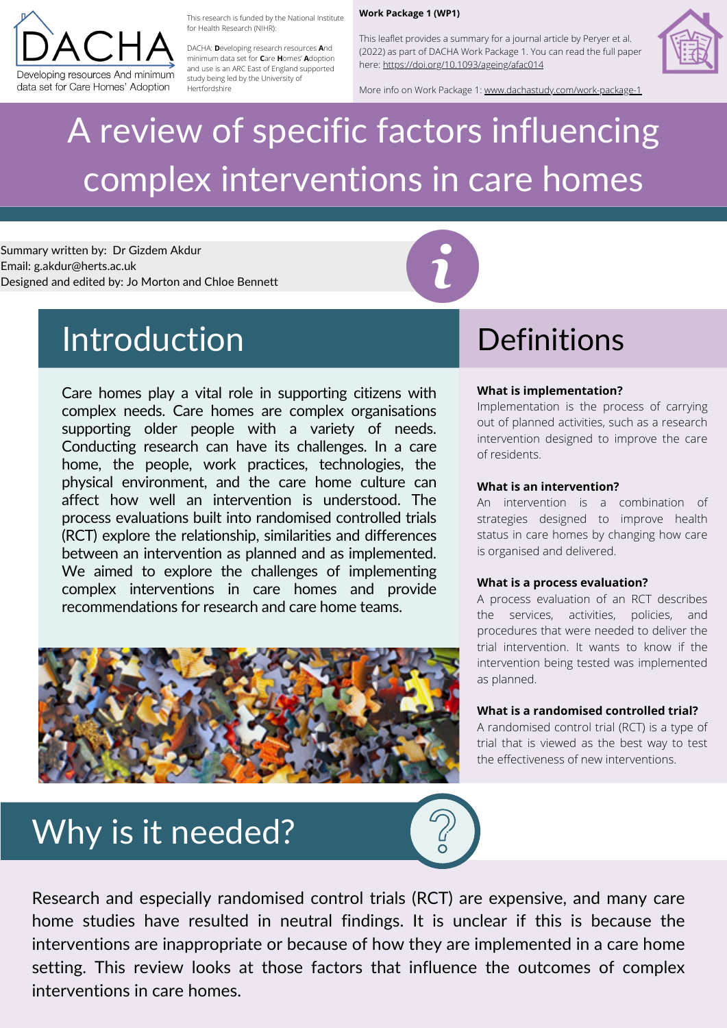DACHA

Developing resources And minimum data set for Care Homes' Adoption

This research is funded by the National Institute for Health Research (NIHR):

DACHA: **D**eveloping research resources **A**nd minimum data set for **C**are **H**omes' **A**doption and use is an ARC East of England supported study being led by the University of Hertfordshire

**Work Package 1 (WP1)**

This leaflet provides a summary for a journal article by Peryer et al. (2022) as part of DACHA Work Package 1. You can read the full paper here: https://doi.org/10.1093/ageing/afac014

More info on Work Package 1: www.dachastudy.com/work-package-1

# A review of specific factors influencing complex interventions in care homes

Summary written by: Dr Gizdem Akdur
Email: g.akdur@herts.ac.uk
Designed and edited by: Jo Morton and Chloe Bennett

## Introduction

Care homes play a vital role in supporting citizens with complex needs. Care homes are complex organisations supporting older people with a variety of needs. Conducting research can have its challenges. In a care home, the people, work practices, technologies, the physical environment, and the care home culture can affect how well an intervention is understood. The process evaluations built into randomised controlled trials (RCT) explore the relationship, similarities and differences between an intervention as planned and as implemented. We aimed to explore the challenges of implementing complex interventions in care homes and provide recommendations for research and care home teams.

## Definitions

**What is implementation?**
Implementation is the process of carrying out of planned activities, such as a research intervention designed to improve the care of residents.

**What is an intervention?**
An intervention is a combination of strategies designed to improve health status in care homes by changing how care is organised and delivered.

**What is a process evaluation?**
A process evaluation of an RCT describes the services, activities, policies, and procedures that were needed to deliver the trial intervention. It wants to know if the intervention being tested was implemented as planned.

**What is a randomised controlled trial?**
A randomised control trial (RCT) is a type of trial that is viewed as the best way to test the effectiveness of new interventions.

## Why is it needed?

Research and especially randomised control trials (RCT) are expensive, and many care home studies have resulted in neutral findings. It is unclear if this is because the interventions are inappropriate or because of how they are implemented in a care home setting. This review looks at those factors that influence the outcomes of complex interventions in care homes.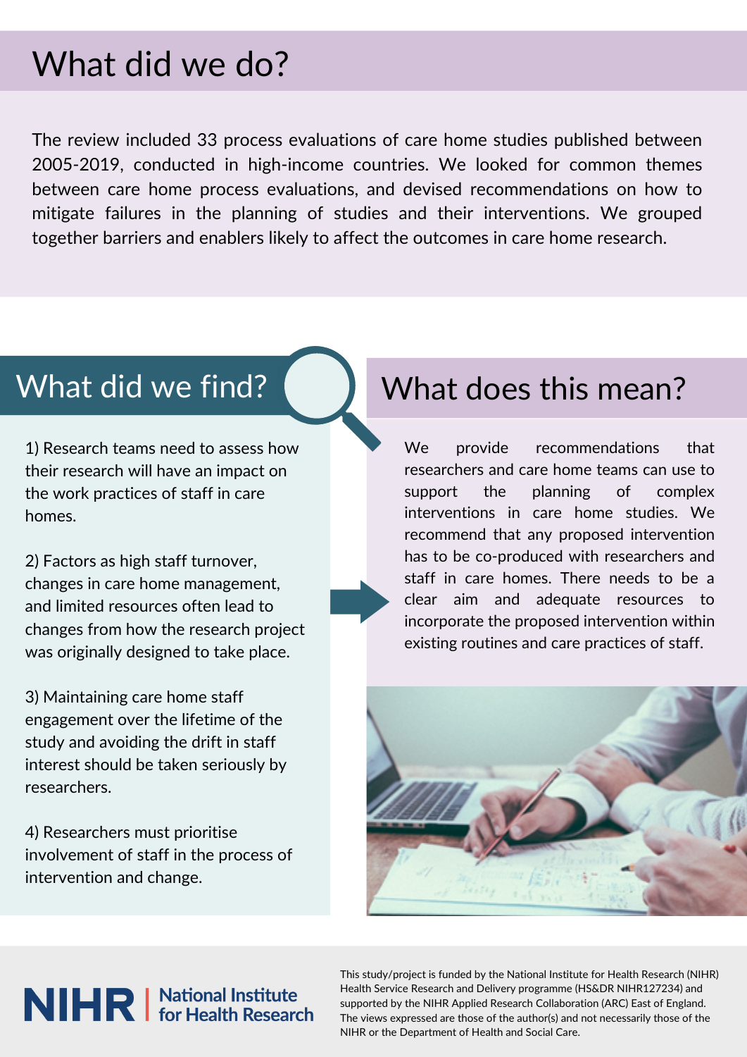# What did we do?

The review included 33 process evaluations of care home studies published between 2005-2019, conducted in high-income countries. We looked for common themes between care home process evaluations, and devised recommendations on how to mitigate failures in the planning of studies and their interventions. We grouped together barriers and enablers likely to affect the outcomes in care home research.

# What did we find?

1) Research teams need to assess how their research will have an impact on the work practices of staff in care homes.

2) Factors as high staff turnover, changes in care home management, and limited resources often lead to changes from how the research project was originally designed to take place.

3) Maintaining care home staff engagement over the lifetime of the study and avoiding the drift in staff interest should be taken seriously by researchers.

4) Researchers must prioritise involvement of staff in the process of intervention and change.

# What does this mean?

We provide recommendations that researchers and care home teams can use to support the planning of complex interventions in care home studies. We recommend that any proposed intervention has to be co-produced with researchers and staff in care homes. There needs to be a clear aim and adequate resources to incorporate the proposed intervention within existing routines and care practices of staff.

NIHR | National Institute for Health Research

This study/project is funded by the National Institute for Health Research (NIHR) Health Service Research and Delivery programme (HS&DR NIHR127234) and supported by the NIHR Applied Research Collaboration (ARC) East of England. The views expressed are those of the author(s) and not necessarily those of the NIHR or the Department of Health and Social Care.